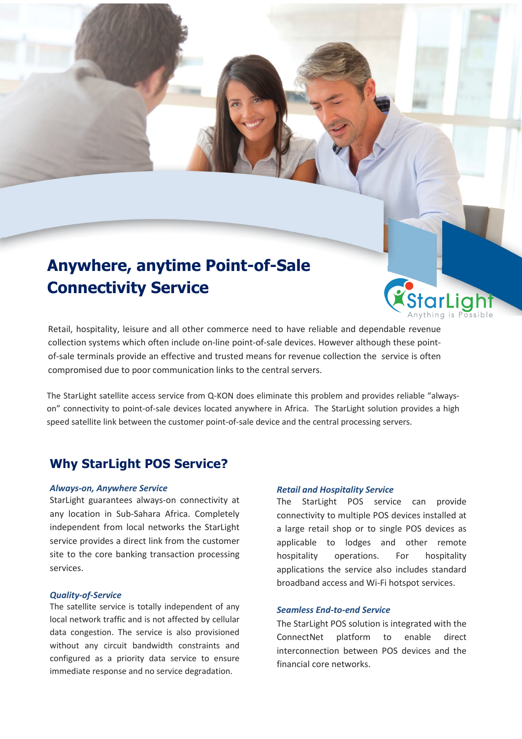# Anywhere, anytime Point-of-Sale Connectivity Service

StarLight
Anything is Possible

Retail, hospitality, leisure and all other commerce need to have reliable and dependable revenue collection systems which often include on-line point-of-sale devices. However although these point-of-sale terminals provide an effective and trusted means for revenue collection the service is often compromised due to poor communication links to the central servers.

The StarLight satellite access service from Q-KON does eliminate this problem and provides reliable "always-on" connectivity to point-of-sale devices located anywhere in Africa. The StarLight solution provides a high speed satellite link between the customer point-of-sale device and the central processing servers.

## Why StarLight POS Service?

### *Always-on, Anywhere Service*

StarLight guarantees always-on connectivity at any location in Sub-Sahara Africa. Completely independent from local networks the StarLight service provides a direct link from the customer site to the core banking transaction processing services.

### *Quality-of-Service*

The satellite service is totally independent of any local network traffic and is not affected by cellular data congestion. The service is also provisioned without any circuit bandwidth constraints and configured as a priority data service to ensure immediate response and no service degradation.

### *Retail and Hospitality Service*

The StarLight POS service can provide connectivity to multiple POS devices installed at a large retail shop or to single POS devices as applicable to lodges and other remote hospitality operations. For hospitality applications the service also includes standard broadband access and Wi-Fi hotspot services.

### *Seamless End-to-end Service*

The StarLight POS solution is integrated with the ConnectNet platform to enable direct interconnection between POS devices and the financial core networks.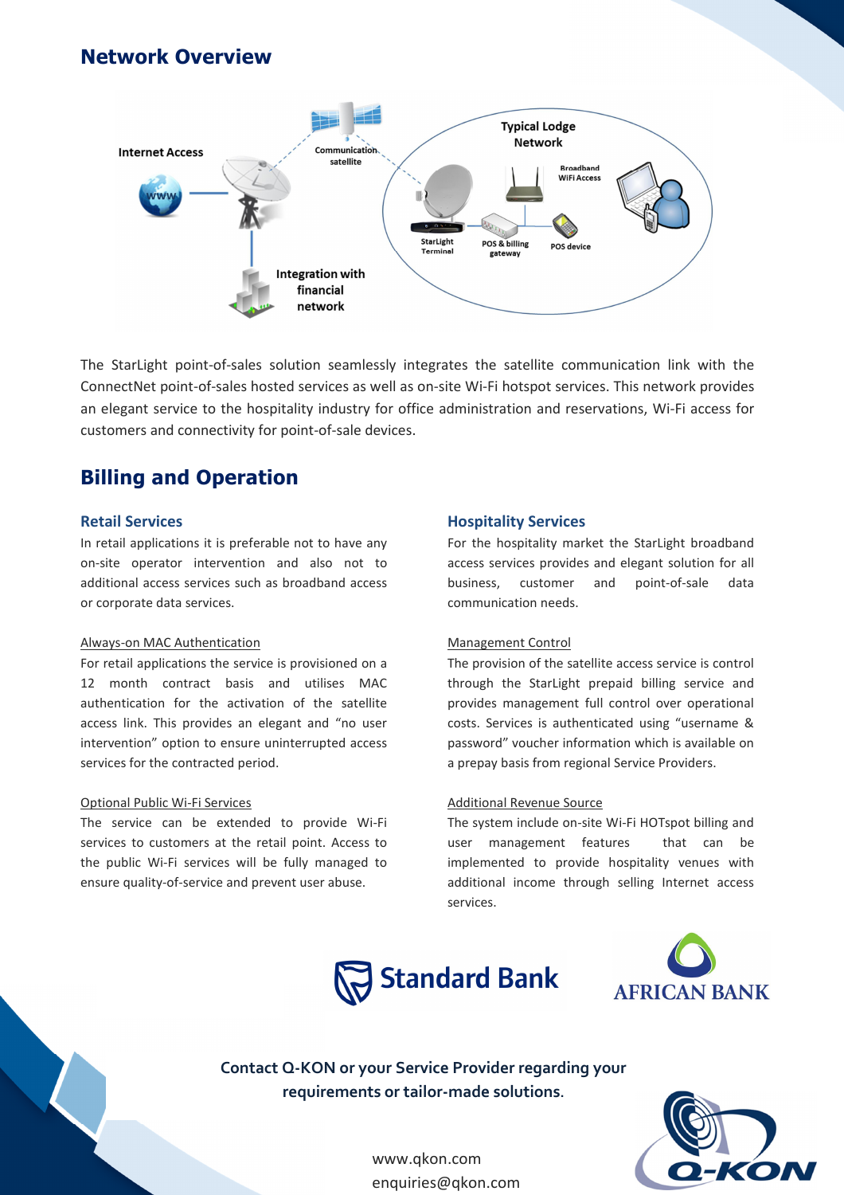## Network Overview

Internet Access

Communication satellite

Typical Lodge Network

Broadband WiFi Access

StarLight Terminal

POS & billing gateway

POS device

Integration with financial network

The StarLight point-of-sales solution seamlessly integrates the satellite communication link with the ConnectNet point-of-sales hosted services as well as on-site Wi-Fi hotspot services. This network provides an elegant service to the hospitality industry for office administration and reservations, Wi-Fi access for customers and connectivity for point-of-sale devices.

## Billing and Operation

### Retail Services

In retail applications it is preferable not to have any on-site operator intervention and also not to additional access services such as broadband access or corporate data services.

Always-on MAC Authentication

For retail applications the service is provisioned on a 12 month contract basis and utilises MAC authentication for the activation of the satellite access link. This provides an elegant and "no user intervention" option to ensure uninterrupted access services for the contracted period.

Optional Public Wi-Fi Services

The service can be extended to provide Wi-Fi services to customers at the retail point. Access to the public Wi-Fi services will be fully managed to ensure quality-of-service and prevent user abuse.

### Hospitality Services

For the hospitality market the StarLight broadband access services provides and elegant solution for all business, customer and point-of-sale data communication needs.

Management Control

The provision of the satellite access service is control through the StarLight prepaid billing service and provides management full control over operational costs. Services is authenticated using "username & password" voucher information which is available on a prepay basis from regional Service Providers.

Additional Revenue Source

The system include on-site Wi-Fi HOTspot billing and user management features that can be implemented to provide hospitality venues with additional income through selling Internet access services.

Standard Bank

AFRICAN BANK

**Contact Q-KON or your Service Provider regarding your requirements or tailor-made solutions.**

www.qkon.com
enquiries@qkon.com

Q-KON